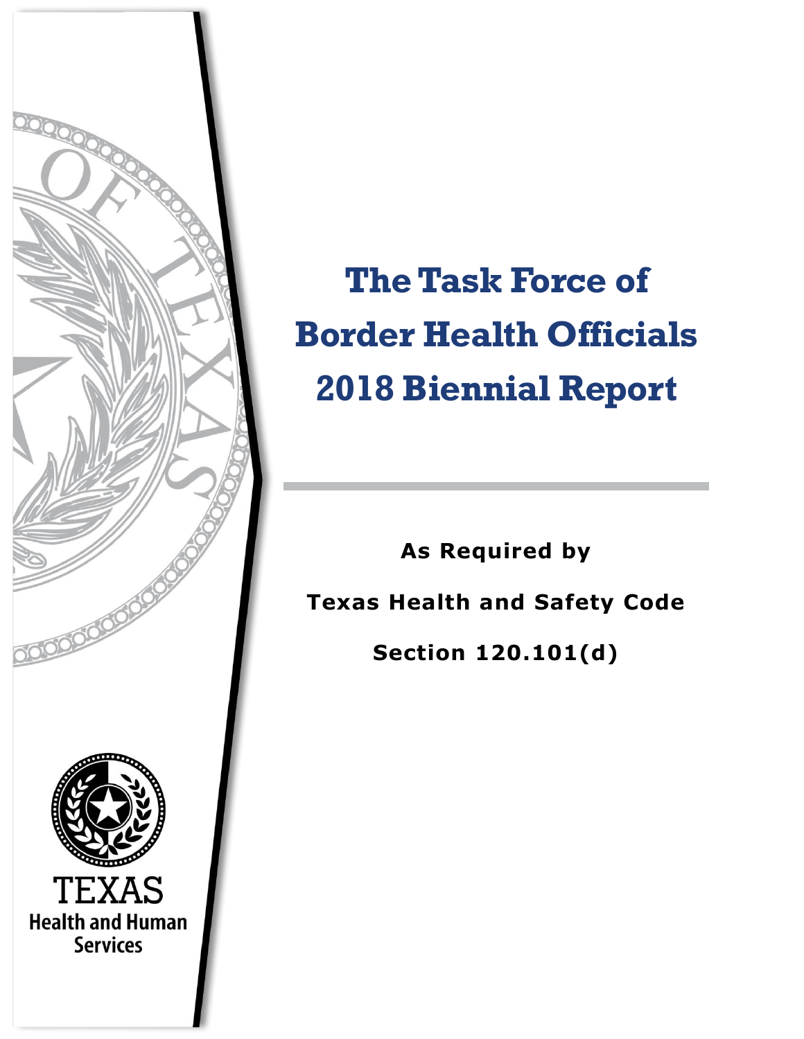# The Task Force of Border Health Officials 2018 Biennial Report

**As Required by**

**Texas Health and Safety Code**

**Section 120.101(d)**

TEXAS
Health and Human Services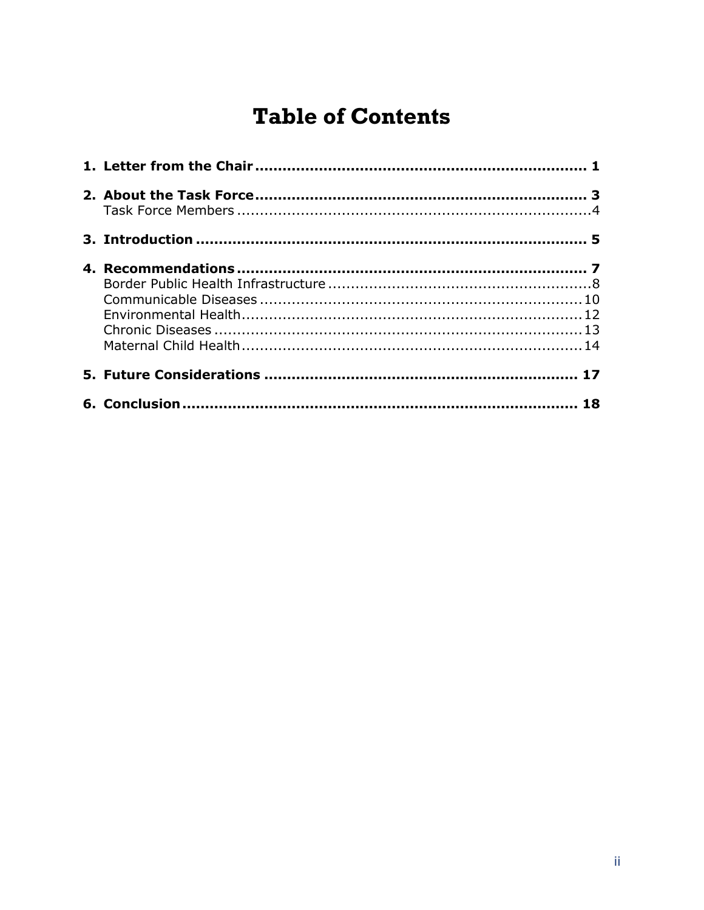# Table of Contents

**1. Letter from the Chair ........................................................................ 1**

**2. About the Task Force ........................................................................ 3**
   Task Force Members ........................................................................ 4

**3. Introduction ........................................................................ 5**

**4. Recommendations ........................................................................ 7**
   Border Public Health Infrastructure ........................................................................ 8
   Communicable Diseases ........................................................................ 10
   Environmental Health ........................................................................ 12
   Chronic Diseases ........................................................................ 13
   Maternal Child Health ........................................................................ 14

**5. Future Considerations ........................................................................ 17**

**6. Conclusion ........................................................................ 18**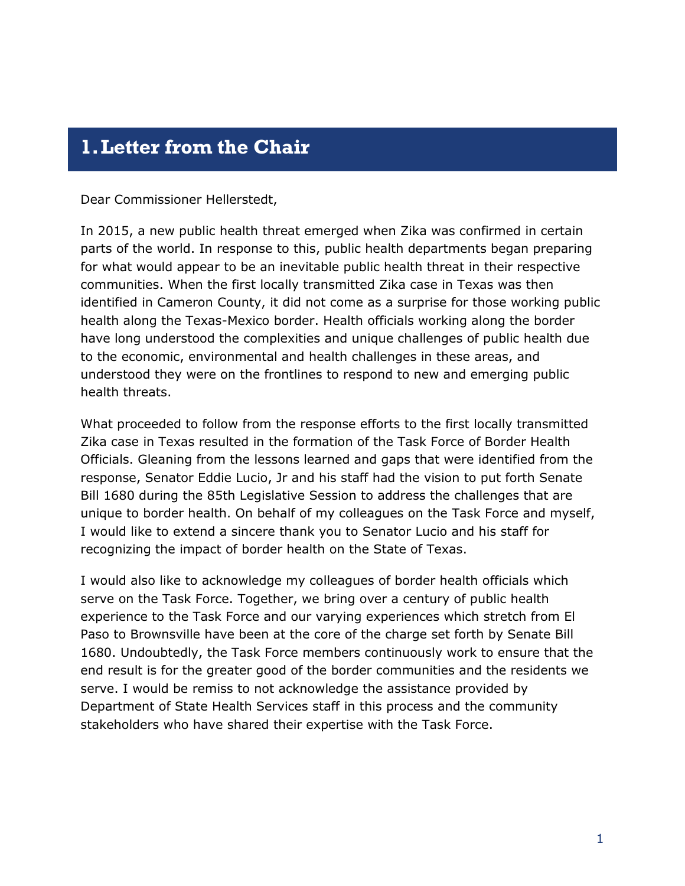# 1. Letter from the Chair

Dear Commissioner Hellerstedt,

In 2015, a new public health threat emerged when Zika was confirmed in certain parts of the world. In response to this, public health departments began preparing for what would appear to be an inevitable public health threat in their respective communities. When the first locally transmitted Zika case in Texas was then identified in Cameron County, it did not come as a surprise for those working public health along the Texas-Mexico border. Health officials working along the border have long understood the complexities and unique challenges of public health due to the economic, environmental and health challenges in these areas, and understood they were on the frontlines to respond to new and emerging public health threats.

What proceeded to follow from the response efforts to the first locally transmitted Zika case in Texas resulted in the formation of the Task Force of Border Health Officials. Gleaning from the lessons learned and gaps that were identified from the response, Senator Eddie Lucio, Jr and his staff had the vision to put forth Senate Bill 1680 during the 85th Legislative Session to address the challenges that are unique to border health. On behalf of my colleagues on the Task Force and myself, I would like to extend a sincere thank you to Senator Lucio and his staff for recognizing the impact of border health on the State of Texas.

I would also like to acknowledge my colleagues of border health officials which serve on the Task Force. Together, we bring over a century of public health experience to the Task Force and our varying experiences which stretch from El Paso to Brownsville have been at the core of the charge set forth by Senate Bill 1680. Undoubtedly, the Task Force members continuously work to ensure that the end result is for the greater good of the border communities and the residents we serve. I would be remiss to not acknowledge the assistance provided by Department of State Health Services staff in this process and the community stakeholders who have shared their expertise with the Task Force.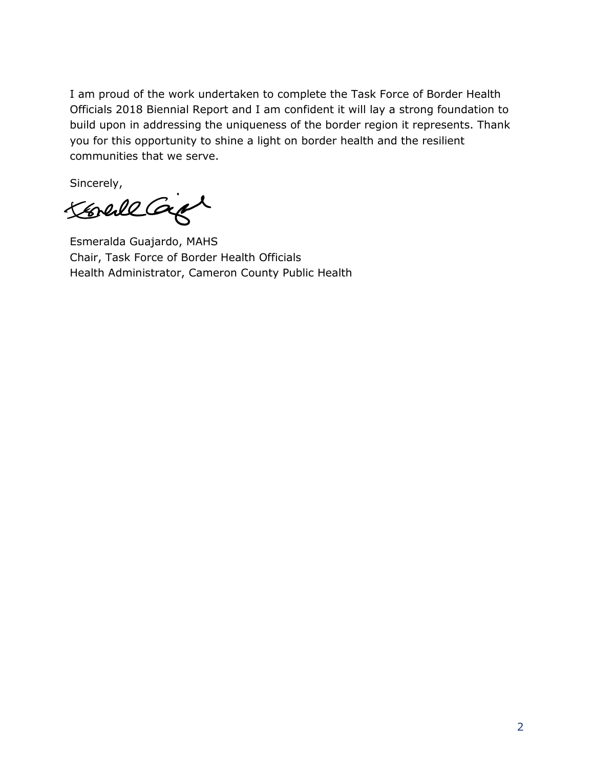I am proud of the work undertaken to complete the Task Force of Border Health Officials 2018 Biennial Report and I am confident it will lay a strong foundation to build upon in addressing the uniqueness of the border region it represents. Thank you for this opportunity to shine a light on border health and the resilient communities that we serve.

Sincerely,

Esmeralda Guajardo, MAHS
Chair, Task Force of Border Health Officials
Health Administrator, Cameron County Public Health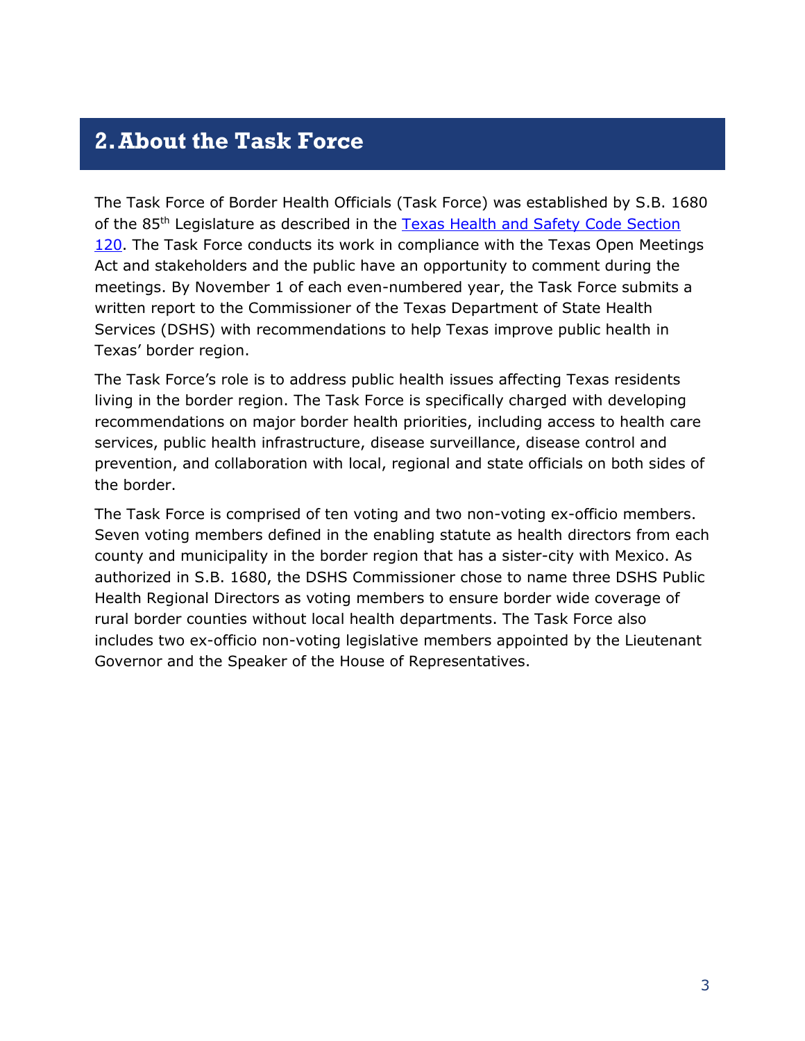## 2. About the Task Force

The Task Force of Border Health Officials (Task Force) was established by S.B. 1680 of the 85th Legislature as described in the [Texas Health and Safety Code Section 120](). The Task Force conducts its work in compliance with the Texas Open Meetings Act and stakeholders and the public have an opportunity to comment during the meetings. By November 1 of each even-numbered year, the Task Force submits a written report to the Commissioner of the Texas Department of State Health Services (DSHS) with recommendations to help Texas improve public health in Texas' border region.

The Task Force's role is to address public health issues affecting Texas residents living in the border region. The Task Force is specifically charged with developing recommendations on major border health priorities, including access to health care services, public health infrastructure, disease surveillance, disease control and prevention, and collaboration with local, regional and state officials on both sides of the border.

The Task Force is comprised of ten voting and two non-voting ex-officio members. Seven voting members defined in the enabling statute as health directors from each county and municipality in the border region that has a sister-city with Mexico. As authorized in S.B. 1680, the DSHS Commissioner chose to name three DSHS Public Health Regional Directors as voting members to ensure border wide coverage of rural border counties without local health departments. The Task Force also includes two ex-officio non-voting legislative members appointed by the Lieutenant Governor and the Speaker of the House of Representatives.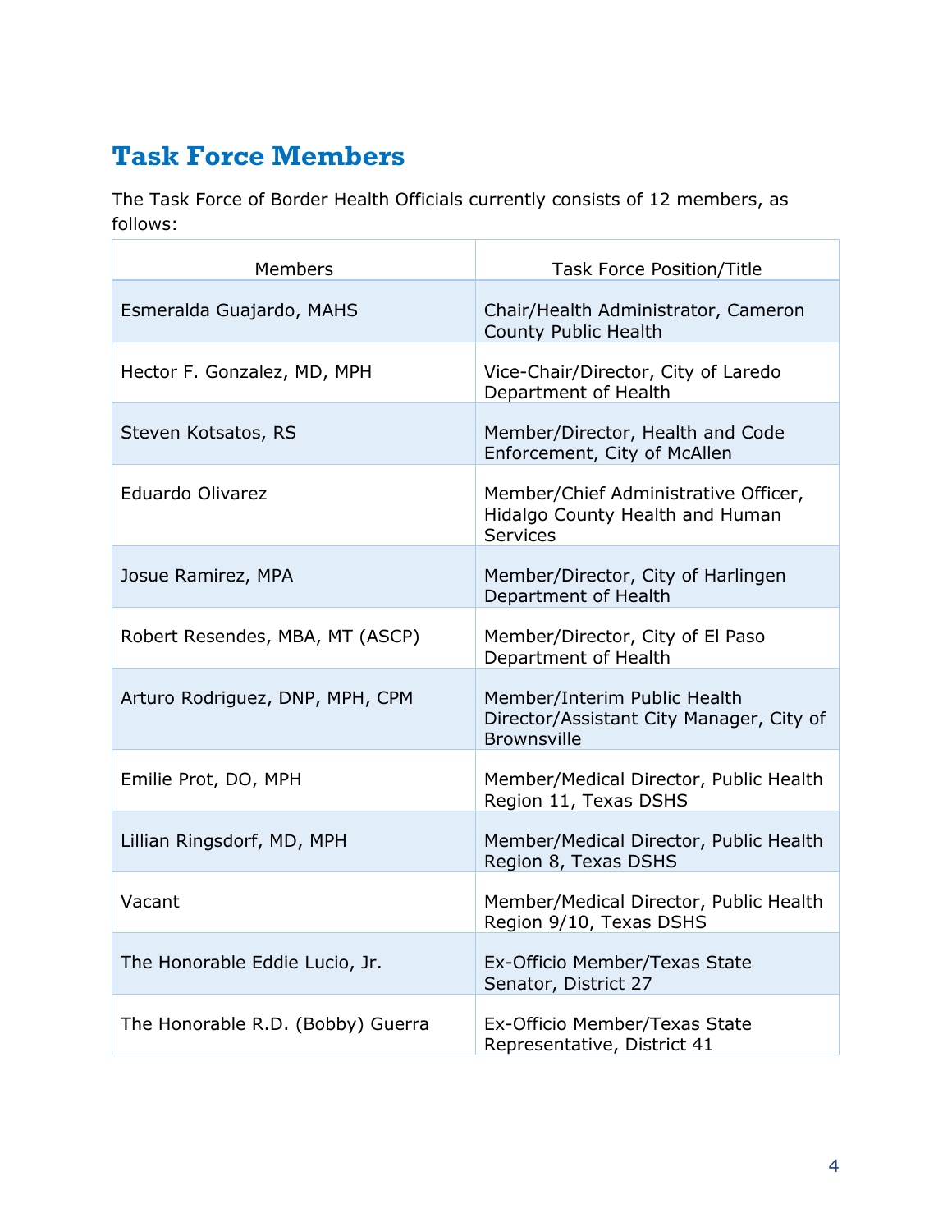## Task Force Members

The Task Force of Border Health Officials currently consists of 12 members, as follows:

| Members | Task Force Position/Title |
|---|---|
| Esmeralda Guajardo, MAHS | Chair/Health Administrator, Cameron County Public Health |
| Hector F. Gonzalez, MD, MPH | Vice-Chair/Director, City of Laredo Department of Health |
| Steven Kotsatos, RS | Member/Director, Health and Code Enforcement, City of McAllen |
| Eduardo Olivarez | Member/Chief Administrative Officer, Hidalgo County Health and Human Services |
| Josue Ramirez, MPA | Member/Director, City of Harlingen Department of Health |
| Robert Resendes, MBA, MT (ASCP) | Member/Director, City of El Paso Department of Health |
| Arturo Rodriguez, DNP, MPH, CPM | Member/Interim Public Health Director/Assistant City Manager, City of Brownsville |
| Emilie Prot, DO, MPH | Member/Medical Director, Public Health Region 11, Texas DSHS |
| Lillian Ringsdorf, MD, MPH | Member/Medical Director, Public Health Region 8, Texas DSHS |
| Vacant | Member/Medical Director, Public Health Region 9/10, Texas DSHS |
| The Honorable Eddie Lucio, Jr. | Ex-Officio Member/Texas State Senator, District 27 |
| The Honorable R.D. (Bobby) Guerra | Ex-Officio Member/Texas State Representative, District 41 |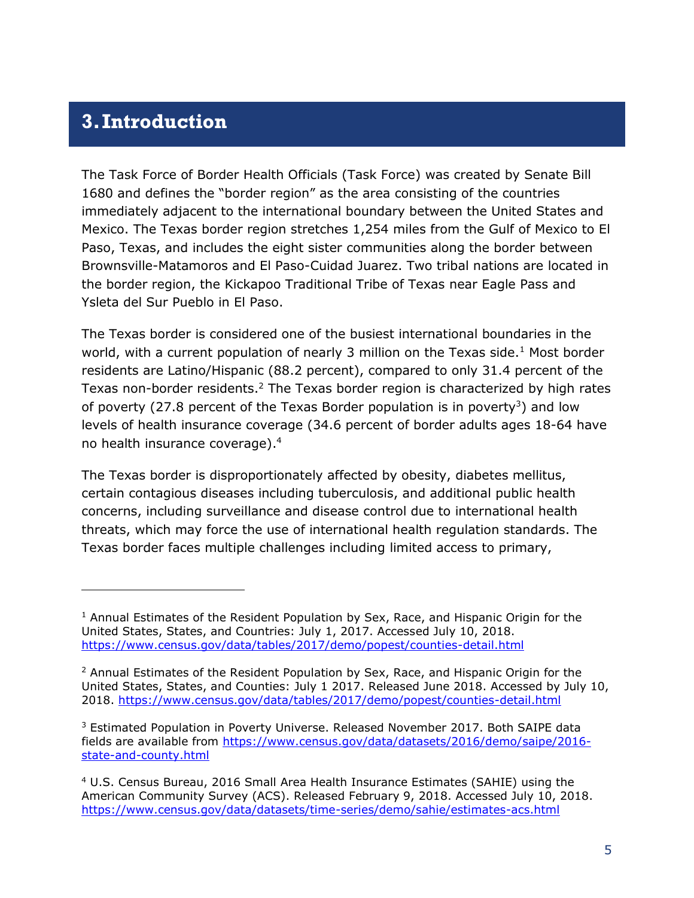# 3. Introduction

The Task Force of Border Health Officials (Task Force) was created by Senate Bill 1680 and defines the "border region" as the area consisting of the countries immediately adjacent to the international boundary between the United States and Mexico. The Texas border region stretches 1,254 miles from the Gulf of Mexico to El Paso, Texas, and includes the eight sister communities along the border between Brownsville-Matamoros and El Paso-Cuidad Juarez. Two tribal nations are located in the border region, the Kickapoo Traditional Tribe of Texas near Eagle Pass and Ysleta del Sur Pueblo in El Paso.

The Texas border is considered one of the busiest international boundaries in the world, with a current population of nearly 3 million on the Texas side.[1] Most border residents are Latino/Hispanic (88.2 percent), compared to only 31.4 percent of the Texas non-border residents.[2] The Texas border region is characterized by high rates of poverty (27.8 percent of the Texas Border population is in poverty[3]) and low levels of health insurance coverage (34.6 percent of border adults ages 18-64 have no health insurance coverage).[4]

The Texas border is disproportionately affected by obesity, diabetes mellitus, certain contagious diseases including tuberculosis, and additional public health concerns, including surveillance and disease control due to international health threats, which may force the use of international health regulation standards. The Texas border faces multiple challenges including limited access to primary,

---

[1] Annual Estimates of the Resident Population by Sex, Race, and Hispanic Origin for the United States, States, and Countries: July 1, 2017. Accessed July 10, 2018. https://www.census.gov/data/tables/2017/demo/popest/counties-detail.html

[2] Annual Estimates of the Resident Population by Sex, Race, and Hispanic Origin for the United States, States, and Counties: July 1 2017. Released June 2018. Accessed by July 10, 2018. https://www.census.gov/data/tables/2017/demo/popest/counties-detail.html

[3] Estimated Population in Poverty Universe. Released November 2017. Both SAIPE data fields are available from https://www.census.gov/data/datasets/2016/demo/saipe/2016-state-and-county.html

[4] U.S. Census Bureau, 2016 Small Area Health Insurance Estimates (SAHIE) using the American Community Survey (ACS). Released February 9, 2018. Accessed July 10, 2018. https://www.census.gov/data/datasets/time-series/demo/sahie/estimates-acs.html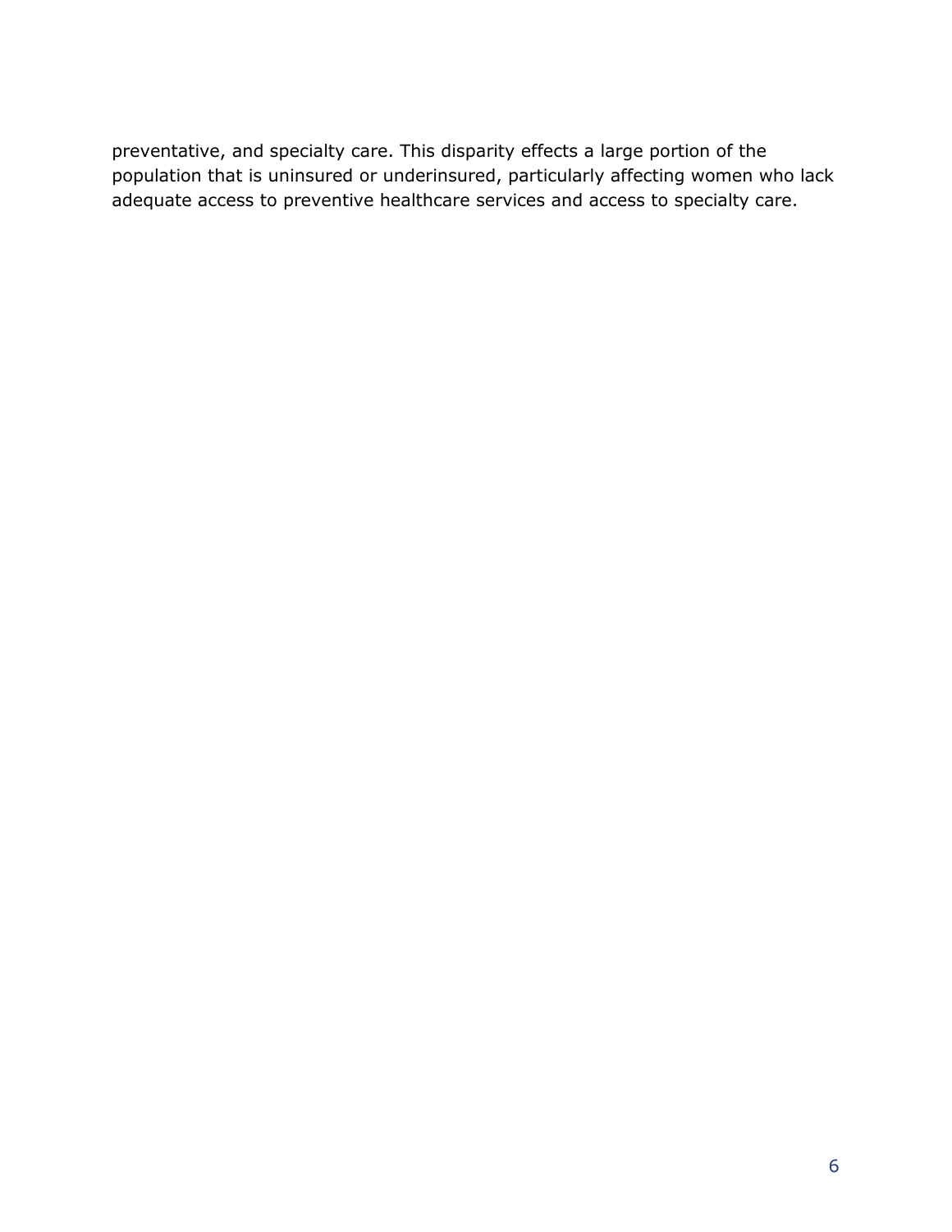preventative, and specialty care. This disparity effects a large portion of the population that is uninsured or underinsured, particularly affecting women who lack adequate access to preventive healthcare services and access to specialty care.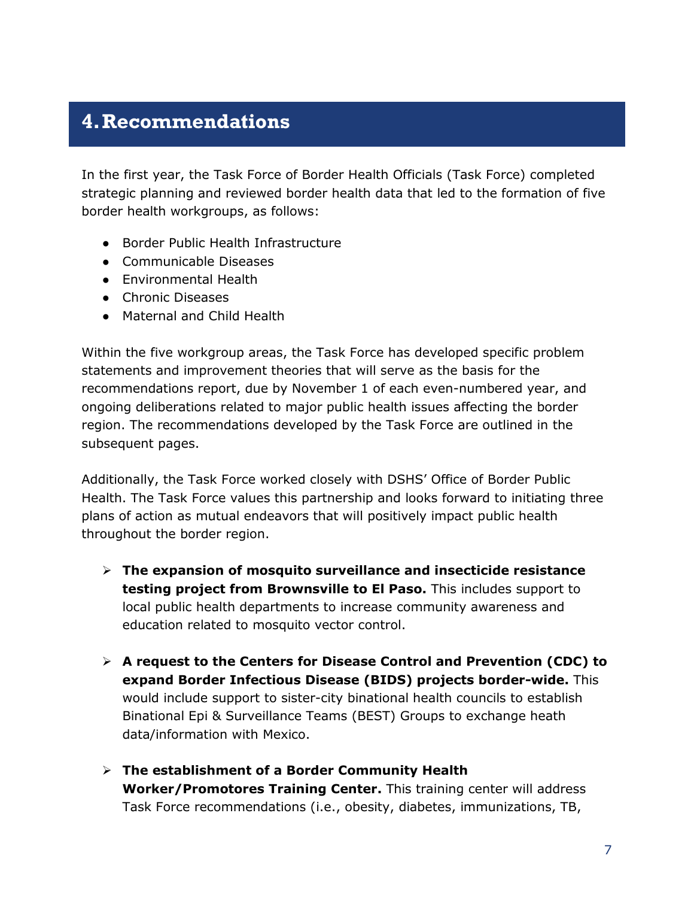# 4. Recommendations

In the first year, the Task Force of Border Health Officials (Task Force) completed strategic planning and reviewed border health data that led to the formation of five border health workgroups, as follows:

- Border Public Health Infrastructure
- Communicable Diseases
- Environmental Health
- Chronic Diseases
- Maternal and Child Health

Within the five workgroup areas, the Task Force has developed specific problem statements and improvement theories that will serve as the basis for the recommendations report, due by November 1 of each even-numbered year, and ongoing deliberations related to major public health issues affecting the border region. The recommendations developed by the Task Force are outlined in the subsequent pages.

Additionally, the Task Force worked closely with DSHS' Office of Border Public Health. The Task Force values this partnership and looks forward to initiating three plans of action as mutual endeavors that will positively impact public health throughout the border region.

- **The expansion of mosquito surveillance and insecticide resistance testing project from Brownsville to El Paso.** This includes support to local public health departments to increase community awareness and education related to mosquito vector control.

- **A request to the Centers for Disease Control and Prevention (CDC) to expand Border Infectious Disease (BIDS) projects border-wide.** This would include support to sister-city binational health councils to establish Binational Epi & Surveillance Teams (BEST) Groups to exchange heath data/information with Mexico.

- **The establishment of a Border Community Health Worker/Promotores Training Center.** This training center will address Task Force recommendations (i.e., obesity, diabetes, immunizations, TB,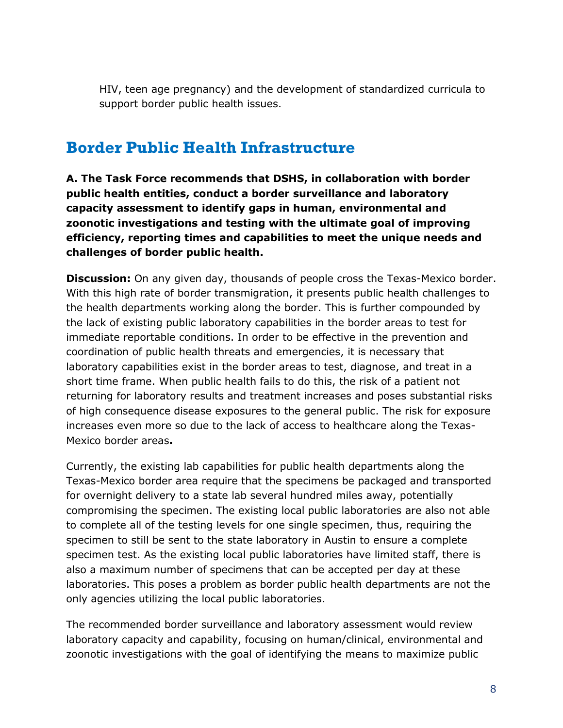HIV, teen age pregnancy) and the development of standardized curricula to support border public health issues.

## Border Public Health Infrastructure

**A. The Task Force recommends that DSHS, in collaboration with border public health entities, conduct a border surveillance and laboratory capacity assessment to identify gaps in human, environmental and zoonotic investigations and testing with the ultimate goal of improving efficiency, reporting times and capabilities to meet the unique needs and challenges of border public health.**

**Discussion:** On any given day, thousands of people cross the Texas-Mexico border. With this high rate of border transmigration, it presents public health challenges to the health departments working along the border. This is further compounded by the lack of existing public laboratory capabilities in the border areas to test for immediate reportable conditions. In order to be effective in the prevention and coordination of public health threats and emergencies, it is necessary that laboratory capabilities exist in the border areas to test, diagnose, and treat in a short time frame. When public health fails to do this, the risk of a patient not returning for laboratory results and treatment increases and poses substantial risks of high consequence disease exposures to the general public. The risk for exposure increases even more so due to the lack of access to healthcare along the Texas-Mexico border areas.

Currently, the existing lab capabilities for public health departments along the Texas-Mexico border area require that the specimens be packaged and transported for overnight delivery to a state lab several hundred miles away, potentially compromising the specimen. The existing local public laboratories are also not able to complete all of the testing levels for one single specimen, thus, requiring the specimen to still be sent to the state laboratory in Austin to ensure a complete specimen test. As the existing local public laboratories have limited staff, there is also a maximum number of specimens that can be accepted per day at these laboratories. This poses a problem as border public health departments are not the only agencies utilizing the local public laboratories.

The recommended border surveillance and laboratory assessment would review laboratory capacity and capability, focusing on human/clinical, environmental and zoonotic investigations with the goal of identifying the means to maximize public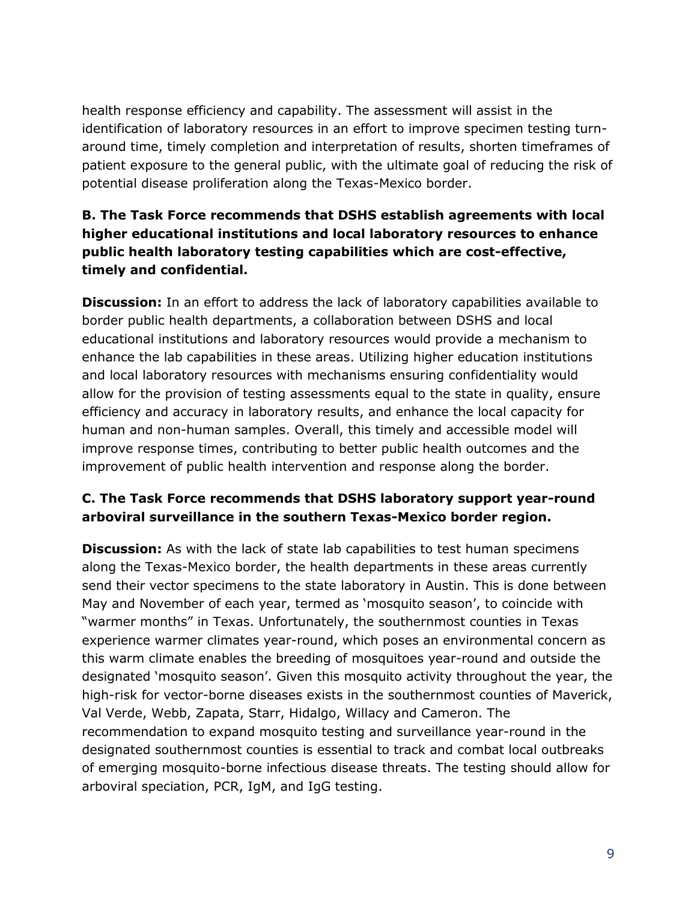health response efficiency and capability. The assessment will assist in the identification of laboratory resources in an effort to improve specimen testing turn-around time, timely completion and interpretation of results, shorten timeframes of patient exposure to the general public, with the ultimate goal of reducing the risk of potential disease proliferation along the Texas-Mexico border.

**B. The Task Force recommends that DSHS establish agreements with local higher educational institutions and local laboratory resources to enhance public health laboratory testing capabilities which are cost-effective, timely and confidential.**

**Discussion:** In an effort to address the lack of laboratory capabilities available to border public health departments, a collaboration between DSHS and local educational institutions and laboratory resources would provide a mechanism to enhance the lab capabilities in these areas. Utilizing higher education institutions and local laboratory resources with mechanisms ensuring confidentiality would allow for the provision of testing assessments equal to the state in quality, ensure efficiency and accuracy in laboratory results, and enhance the local capacity for human and non-human samples. Overall, this timely and accessible model will improve response times, contributing to better public health outcomes and the improvement of public health intervention and response along the border.

**C. The Task Force recommends that DSHS laboratory support year-round arboviral surveillance in the southern Texas-Mexico border region.**

**Discussion:** As with the lack of state lab capabilities to test human specimens along the Texas-Mexico border, the health departments in these areas currently send their vector specimens to the state laboratory in Austin. This is done between May and November of each year, termed as 'mosquito season', to coincide with "warmer months" in Texas. Unfortunately, the southernmost counties in Texas experience warmer climates year-round, which poses an environmental concern as this warm climate enables the breeding of mosquitoes year-round and outside the designated 'mosquito season'. Given this mosquito activity throughout the year, the high-risk for vector-borne diseases exists in the southernmost counties of Maverick, Val Verde, Webb, Zapata, Starr, Hidalgo, Willacy and Cameron. The recommendation to expand mosquito testing and surveillance year-round in the designated southernmost counties is essential to track and combat local outbreaks of emerging mosquito-borne infectious disease threats. The testing should allow for arboviral speciation, PCR, IgM, and IgG testing.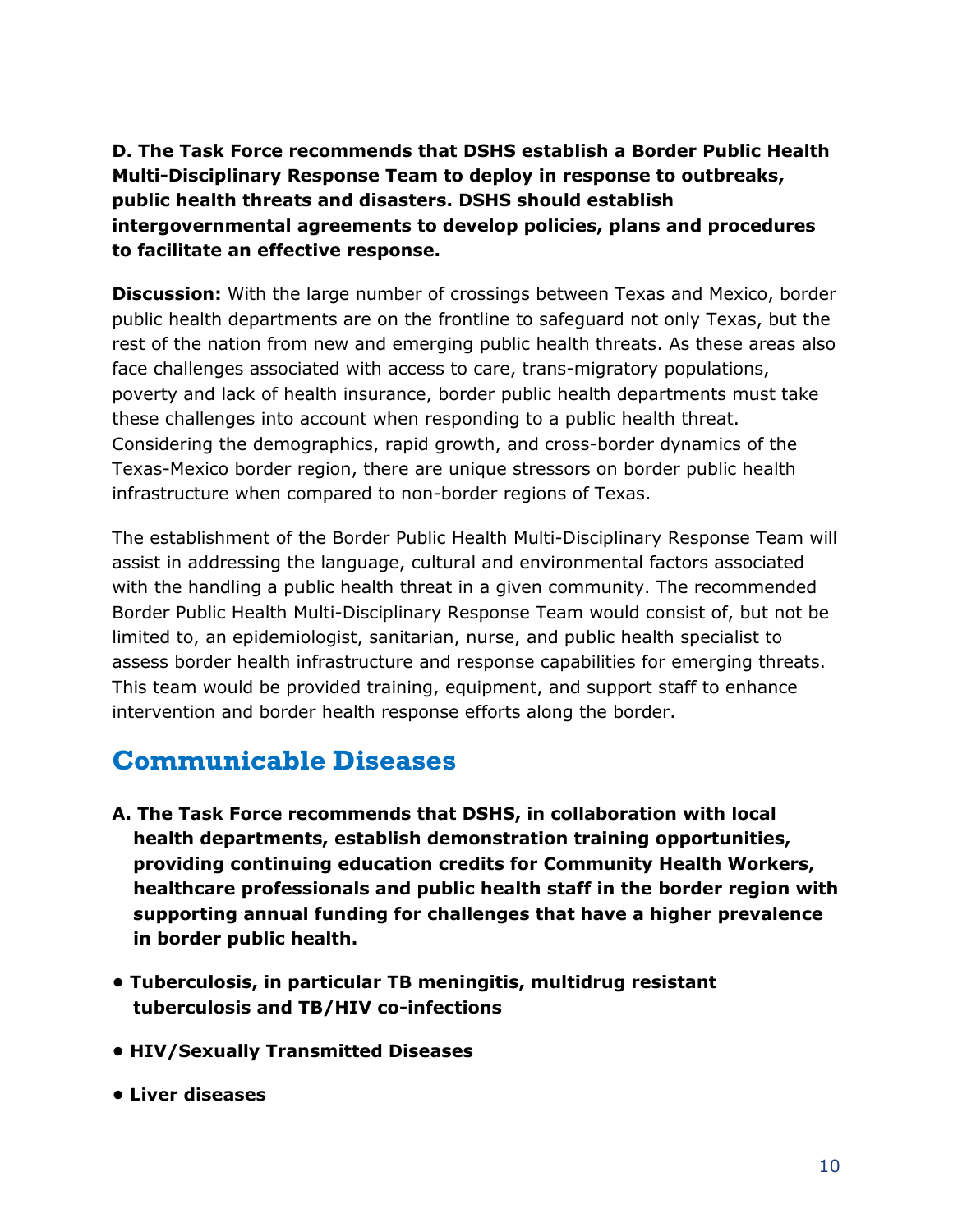**D. The Task Force recommends that DSHS establish a Border Public Health Multi-Disciplinary Response Team to deploy in response to outbreaks, public health threats and disasters. DSHS should establish intergovernmental agreements to develop policies, plans and procedures to facilitate an effective response.**

**Discussion:** With the large number of crossings between Texas and Mexico, border public health departments are on the frontline to safeguard not only Texas, but the rest of the nation from new and emerging public health threats. As these areas also face challenges associated with access to care, trans-migratory populations, poverty and lack of health insurance, border public health departments must take these challenges into account when responding to a public health threat. Considering the demographics, rapid growth, and cross-border dynamics of the Texas-Mexico border region, there are unique stressors on border public health infrastructure when compared to non-border regions of Texas.

The establishment of the Border Public Health Multi-Disciplinary Response Team will assist in addressing the language, cultural and environmental factors associated with the handling a public health threat in a given community. The recommended Border Public Health Multi-Disciplinary Response Team would consist of, but not be limited to, an epidemiologist, sanitarian, nurse, and public health specialist to assess border health infrastructure and response capabilities for emerging threats. This team would be provided training, equipment, and support staff to enhance intervention and border health response efforts along the border.

## Communicable Diseases

**A. The Task Force recommends that DSHS, in collaboration with local health departments, establish demonstration training opportunities, providing continuing education credits for Community Health Workers, healthcare professionals and public health staff in the border region with supporting annual funding for challenges that have a higher prevalence in border public health.**

- **Tuberculosis, in particular TB meningitis, multidrug resistant tuberculosis and TB/HIV co-infections**
- **HIV/Sexually Transmitted Diseases**
- **Liver diseases**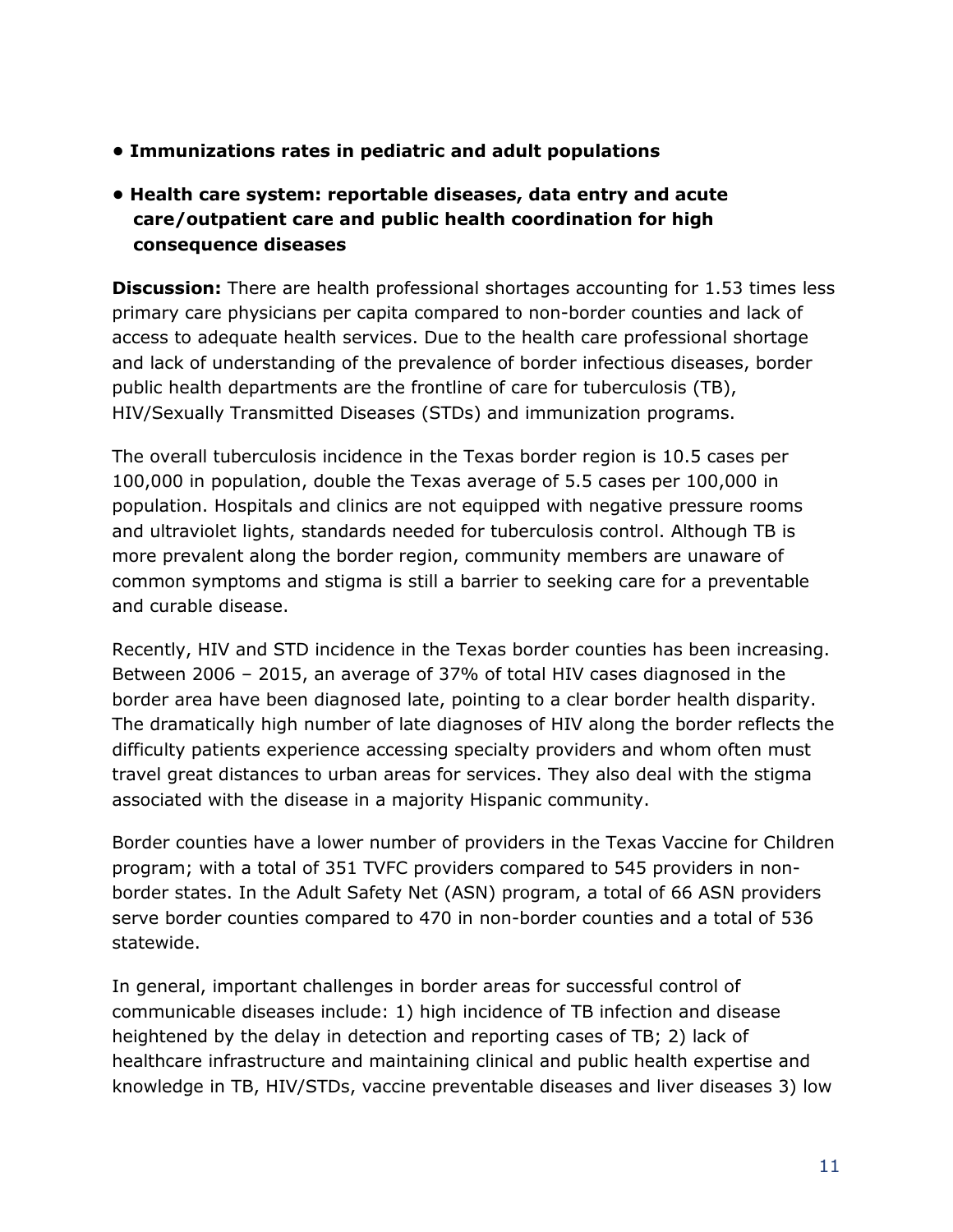- **Immunizations rates in pediatric and adult populations**
- **Health care system: reportable diseases, data entry and acute care/outpatient care and public health coordination for high consequence diseases**

**Discussion:** There are health professional shortages accounting for 1.53 times less primary care physicians per capita compared to non-border counties and lack of access to adequate health services. Due to the health care professional shortage and lack of understanding of the prevalence of border infectious diseases, border public health departments are the frontline of care for tuberculosis (TB), HIV/Sexually Transmitted Diseases (STDs) and immunization programs.

The overall tuberculosis incidence in the Texas border region is 10.5 cases per 100,000 in population, double the Texas average of 5.5 cases per 100,000 in population. Hospitals and clinics are not equipped with negative pressure rooms and ultraviolet lights, standards needed for tuberculosis control. Although TB is more prevalent along the border region, community members are unaware of common symptoms and stigma is still a barrier to seeking care for a preventable and curable disease.

Recently, HIV and STD incidence in the Texas border counties has been increasing. Between 2006 – 2015, an average of 37% of total HIV cases diagnosed in the border area have been diagnosed late, pointing to a clear border health disparity. The dramatically high number of late diagnoses of HIV along the border reflects the difficulty patients experience accessing specialty providers and whom often must travel great distances to urban areas for services. They also deal with the stigma associated with the disease in a majority Hispanic community.

Border counties have a lower number of providers in the Texas Vaccine for Children program; with a total of 351 TVFC providers compared to 545 providers in non-border states. In the Adult Safety Net (ASN) program, a total of 66 ASN providers serve border counties compared to 470 in non-border counties and a total of 536 statewide.

In general, important challenges in border areas for successful control of communicable diseases include: 1) high incidence of TB infection and disease heightened by the delay in detection and reporting cases of TB; 2) lack of healthcare infrastructure and maintaining clinical and public health expertise and knowledge in TB, HIV/STDs, vaccine preventable diseases and liver diseases 3) low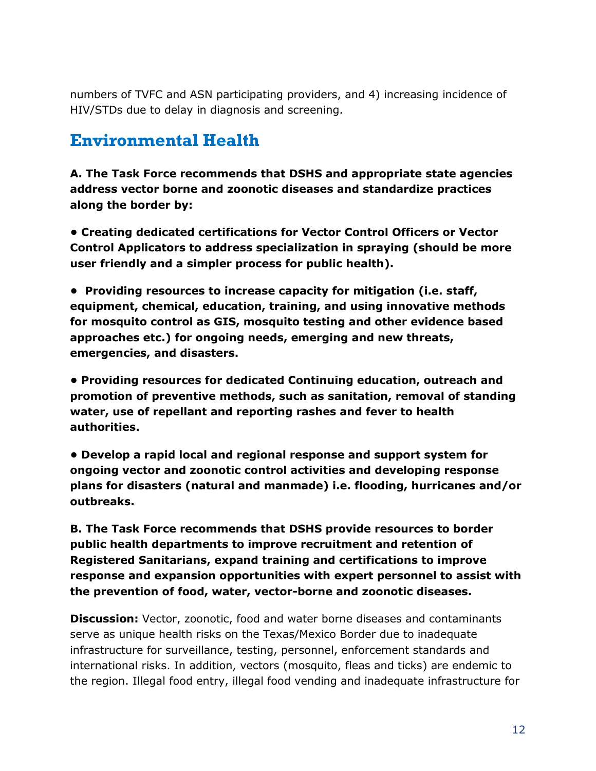numbers of TVFC and ASN participating providers, and 4) increasing incidence of HIV/STDs due to delay in diagnosis and screening.

## Environmental Health

**A. The Task Force recommends that DSHS and appropriate state agencies address vector borne and zoonotic diseases and standardize practices along the border by:**

**• Creating dedicated certifications for Vector Control Officers or Vector Control Applicators to address specialization in spraying (should be more user friendly and a simpler process for public health).**

**• Providing resources to increase capacity for mitigation (i.e. staff, equipment, chemical, education, training, and using innovative methods for mosquito control as GIS, mosquito testing and other evidence based approaches etc.) for ongoing needs, emerging and new threats, emergencies, and disasters.**

**• Providing resources for dedicated Continuing education, outreach and promotion of preventive methods, such as sanitation, removal of standing water, use of repellant and reporting rashes and fever to health authorities.**

**• Develop a rapid local and regional response and support system for ongoing vector and zoonotic control activities and developing response plans for disasters (natural and manmade) i.e. flooding, hurricanes and/or outbreaks.**

**B. The Task Force recommends that DSHS provide resources to border public health departments to improve recruitment and retention of Registered Sanitarians, expand training and certifications to improve response and expansion opportunities with expert personnel to assist with the prevention of food, water, vector-borne and zoonotic diseases.**

**Discussion:** Vector, zoonotic, food and water borne diseases and contaminants serve as unique health risks on the Texas/Mexico Border due to inadequate infrastructure for surveillance, testing, personnel, enforcement standards and international risks. In addition, vectors (mosquito, fleas and ticks) are endemic to the region. Illegal food entry, illegal food vending and inadequate infrastructure for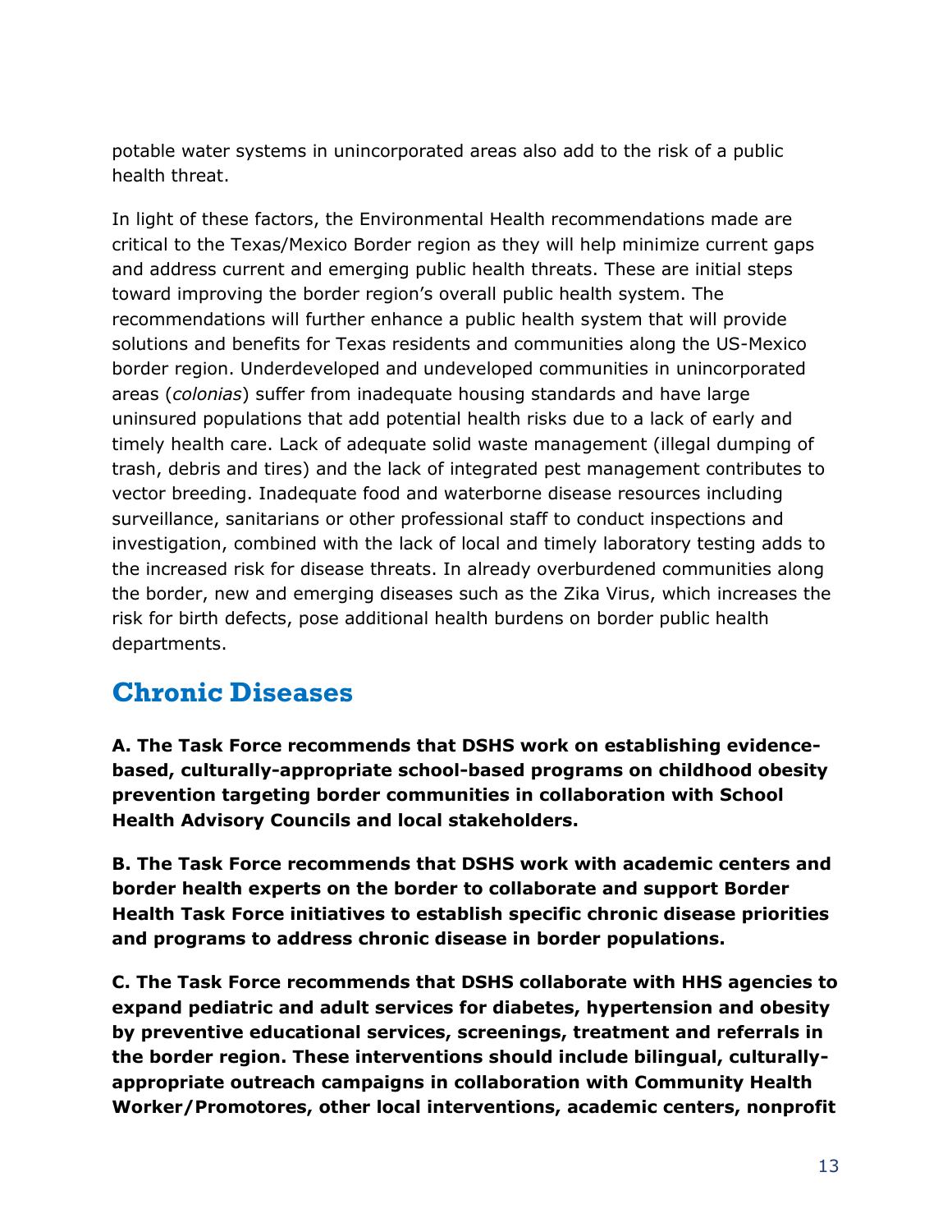potable water systems in unincorporated areas also add to the risk of a public health threat.

In light of these factors, the Environmental Health recommendations made are critical to the Texas/Mexico Border region as they will help minimize current gaps and address current and emerging public health threats. These are initial steps toward improving the border region's overall public health system. The recommendations will further enhance a public health system that will provide solutions and benefits for Texas residents and communities along the US-Mexico border region. Underdeveloped and undeveloped communities in unincorporated areas (*colonias*) suffer from inadequate housing standards and have large uninsured populations that add potential health risks due to a lack of early and timely health care. Lack of adequate solid waste management (illegal dumping of trash, debris and tires) and the lack of integrated pest management contributes to vector breeding. Inadequate food and waterborne disease resources including surveillance, sanitarians or other professional staff to conduct inspections and investigation, combined with the lack of local and timely laboratory testing adds to the increased risk for disease threats. In already overburdened communities along the border, new and emerging diseases such as the Zika Virus, which increases the risk for birth defects, pose additional health burdens on border public health departments.

## Chronic Diseases

**A. The Task Force recommends that DSHS work on establishing evidence-based, culturally-appropriate school-based programs on childhood obesity prevention targeting border communities in collaboration with School Health Advisory Councils and local stakeholders.**

**B. The Task Force recommends that DSHS work with academic centers and border health experts on the border to collaborate and support Border Health Task Force initiatives to establish specific chronic disease priorities and programs to address chronic disease in border populations.**

**C. The Task Force recommends that DSHS collaborate with HHS agencies to expand pediatric and adult services for diabetes, hypertension and obesity by preventive educational services, screenings, treatment and referrals in the border region. These interventions should include bilingual, culturally-appropriate outreach campaigns in collaboration with Community Health Worker/Promotores, other local interventions, academic centers, nonprofit**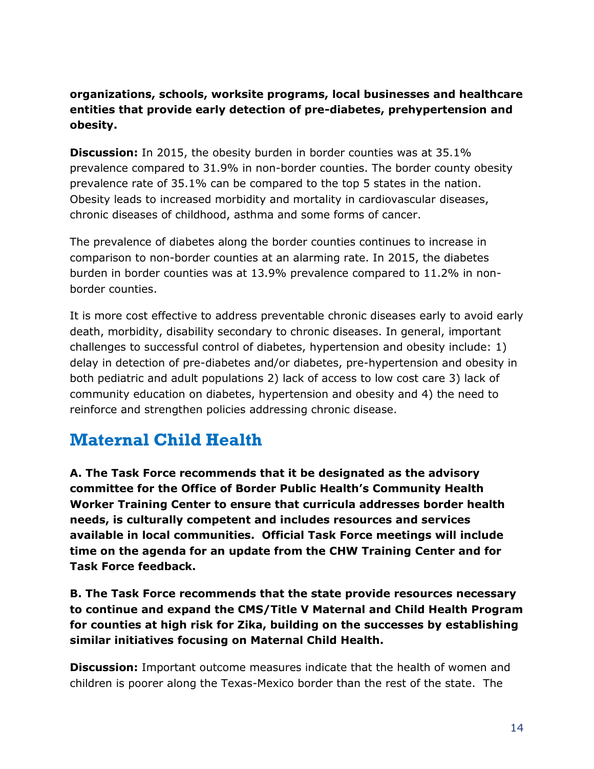**organizations, schools, worksite programs, local businesses and healthcare entities that provide early detection of pre-diabetes, prehypertension and obesity.**

**Discussion:** In 2015, the obesity burden in border counties was at 35.1% prevalence compared to 31.9% in non-border counties. The border county obesity prevalence rate of 35.1% can be compared to the top 5 states in the nation. Obesity leads to increased morbidity and mortality in cardiovascular diseases, chronic diseases of childhood, asthma and some forms of cancer.

The prevalence of diabetes along the border counties continues to increase in comparison to non-border counties at an alarming rate. In 2015, the diabetes burden in border counties was at 13.9% prevalence compared to 11.2% in non-border counties.

It is more cost effective to address preventable chronic diseases early to avoid early death, morbidity, disability secondary to chronic diseases. In general, important challenges to successful control of diabetes, hypertension and obesity include: 1) delay in detection of pre-diabetes and/or diabetes, pre-hypertension and obesity in both pediatric and adult populations 2) lack of access to low cost care 3) lack of community education on diabetes, hypertension and obesity and 4) the need to reinforce and strengthen policies addressing chronic disease.

## Maternal Child Health

**A. The Task Force recommends that it be designated as the advisory committee for the Office of Border Public Health's Community Health Worker Training Center to ensure that curricula addresses border health needs, is culturally competent and includes resources and services available in local communities. Official Task Force meetings will include time on the agenda for an update from the CHW Training Center and for Task Force feedback.**

**B. The Task Force recommends that the state provide resources necessary to continue and expand the CMS/Title V Maternal and Child Health Program for counties at high risk for Zika, building on the successes by establishing similar initiatives focusing on Maternal Child Health.**

**Discussion:** Important outcome measures indicate that the health of women and children is poorer along the Texas-Mexico border than the rest of the state. The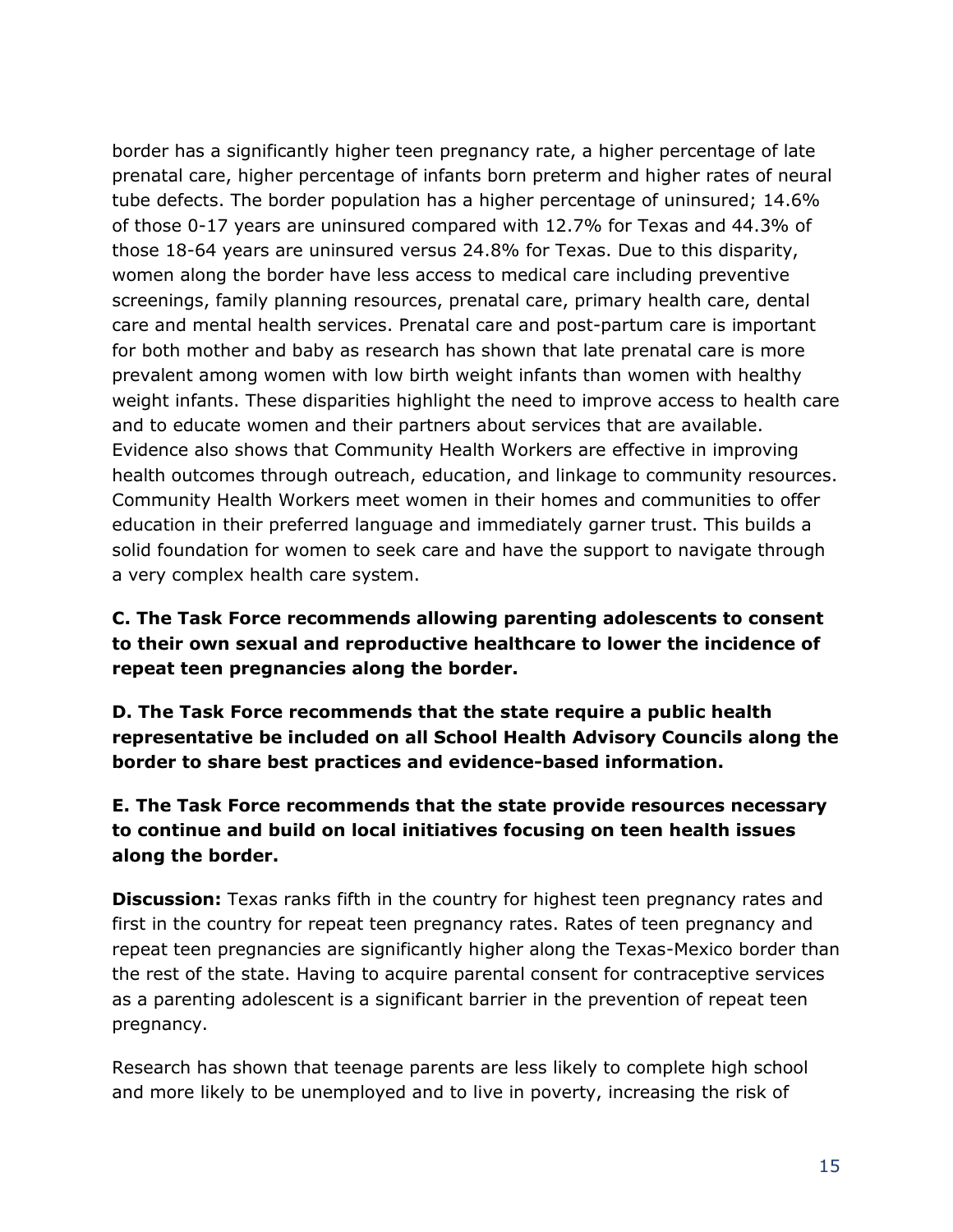border has a significantly higher teen pregnancy rate, a higher percentage of late prenatal care, higher percentage of infants born preterm and higher rates of neural tube defects. The border population has a higher percentage of uninsured; 14.6% of those 0-17 years are uninsured compared with 12.7% for Texas and 44.3% of those 18-64 years are uninsured versus 24.8% for Texas. Due to this disparity, women along the border have less access to medical care including preventive screenings, family planning resources, prenatal care, primary health care, dental care and mental health services. Prenatal care and post-partum care is important for both mother and baby as research has shown that late prenatal care is more prevalent among women with low birth weight infants than women with healthy weight infants. These disparities highlight the need to improve access to health care and to educate women and their partners about services that are available. Evidence also shows that Community Health Workers are effective in improving health outcomes through outreach, education, and linkage to community resources. Community Health Workers meet women in their homes and communities to offer education in their preferred language and immediately garner trust. This builds a solid foundation for women to seek care and have the support to navigate through a very complex health care system.

**C. The Task Force recommends allowing parenting adolescents to consent to their own sexual and reproductive healthcare to lower the incidence of repeat teen pregnancies along the border.**

**D. The Task Force recommends that the state require a public health representative be included on all School Health Advisory Councils along the border to share best practices and evidence-based information.**

**E. The Task Force recommends that the state provide resources necessary to continue and build on local initiatives focusing on teen health issues along the border.**

**Discussion:** Texas ranks fifth in the country for highest teen pregnancy rates and first in the country for repeat teen pregnancy rates. Rates of teen pregnancy and repeat teen pregnancies are significantly higher along the Texas-Mexico border than the rest of the state. Having to acquire parental consent for contraceptive services as a parenting adolescent is a significant barrier in the prevention of repeat teen pregnancy.

Research has shown that teenage parents are less likely to complete high school and more likely to be unemployed and to live in poverty, increasing the risk of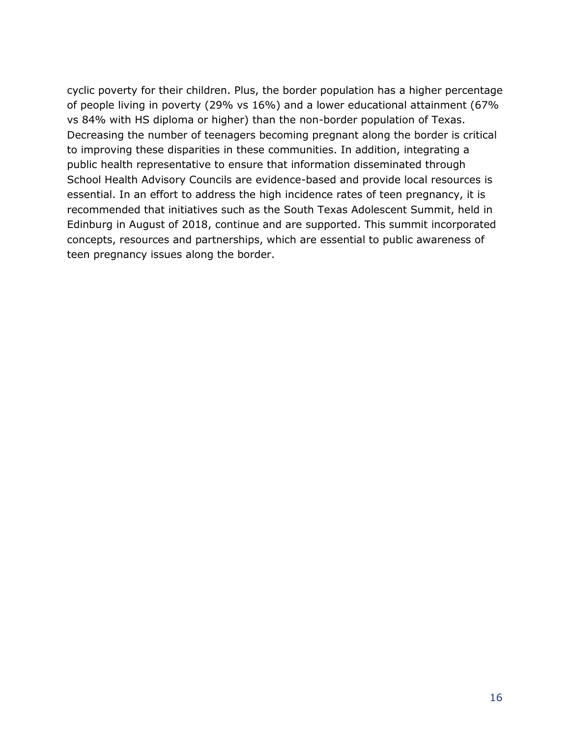cyclic poverty for their children. Plus, the border population has a higher percentage of people living in poverty (29% vs 16%) and a lower educational attainment (67% vs 84% with HS diploma or higher) than the non-border population of Texas. Decreasing the number of teenagers becoming pregnant along the border is critical to improving these disparities in these communities. In addition, integrating a public health representative to ensure that information disseminated through School Health Advisory Councils are evidence-based and provide local resources is essential. In an effort to address the high incidence rates of teen pregnancy, it is recommended that initiatives such as the South Texas Adolescent Summit, held in Edinburg in August of 2018, continue and are supported. This summit incorporated concepts, resources and partnerships, which are essential to public awareness of teen pregnancy issues along the border.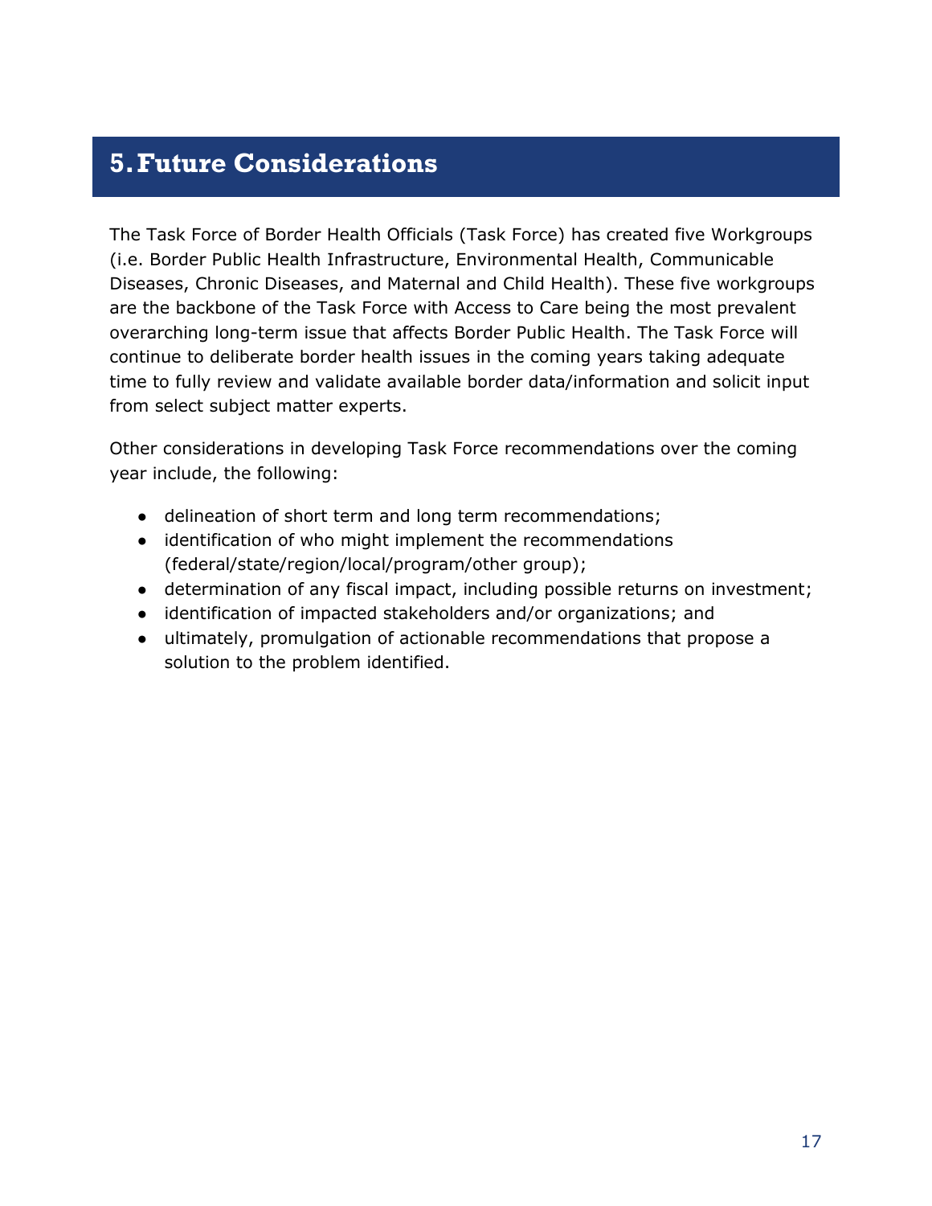# 5. Future Considerations

The Task Force of Border Health Officials (Task Force) has created five Workgroups (i.e. Border Public Health Infrastructure, Environmental Health, Communicable Diseases, Chronic Diseases, and Maternal and Child Health). These five workgroups are the backbone of the Task Force with Access to Care being the most prevalent overarching long-term issue that affects Border Public Health. The Task Force will continue to deliberate border health issues in the coming years taking adequate time to fully review and validate available border data/information and solicit input from select subject matter experts.

Other considerations in developing Task Force recommendations over the coming year include, the following:

- delineation of short term and long term recommendations;
- identification of who might implement the recommendations (federal/state/region/local/program/other group);
- determination of any fiscal impact, including possible returns on investment;
- identification of impacted stakeholders and/or organizations; and
- ultimately, promulgation of actionable recommendations that propose a solution to the problem identified.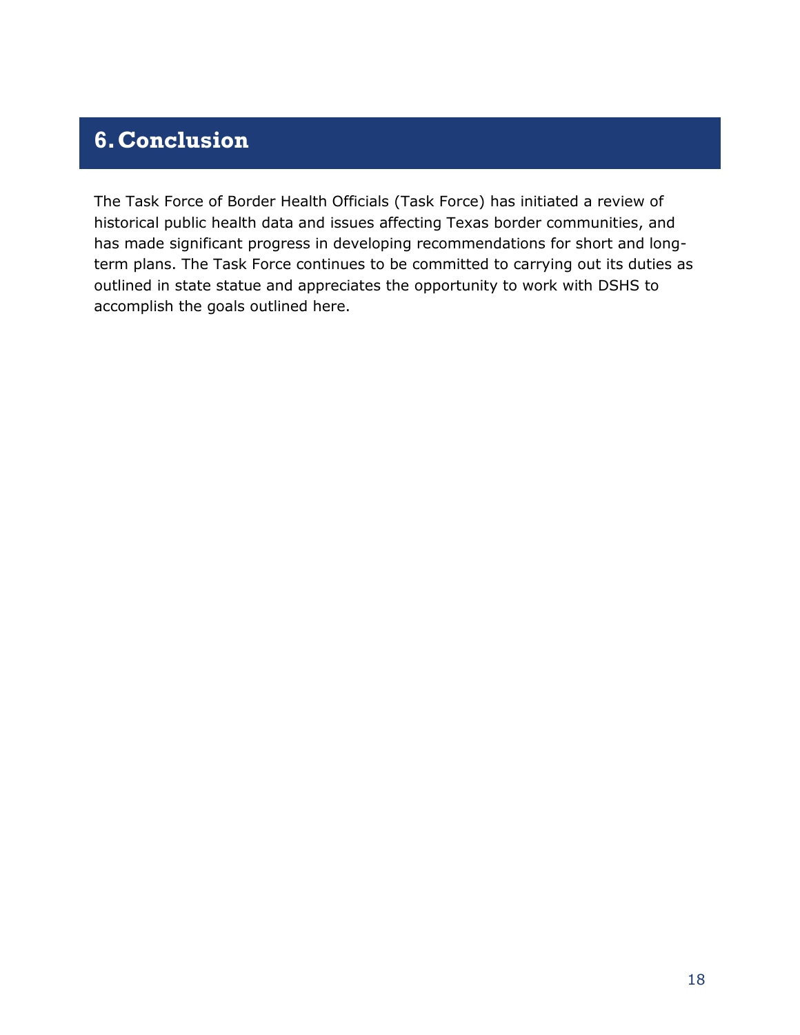# 6. Conclusion

The Task Force of Border Health Officials (Task Force) has initiated a review of historical public health data and issues affecting Texas border communities, and has made significant progress in developing recommendations for short and long-term plans. The Task Force continues to be committed to carrying out its duties as outlined in state statue and appreciates the opportunity to work with DSHS to accomplish the goals outlined here.